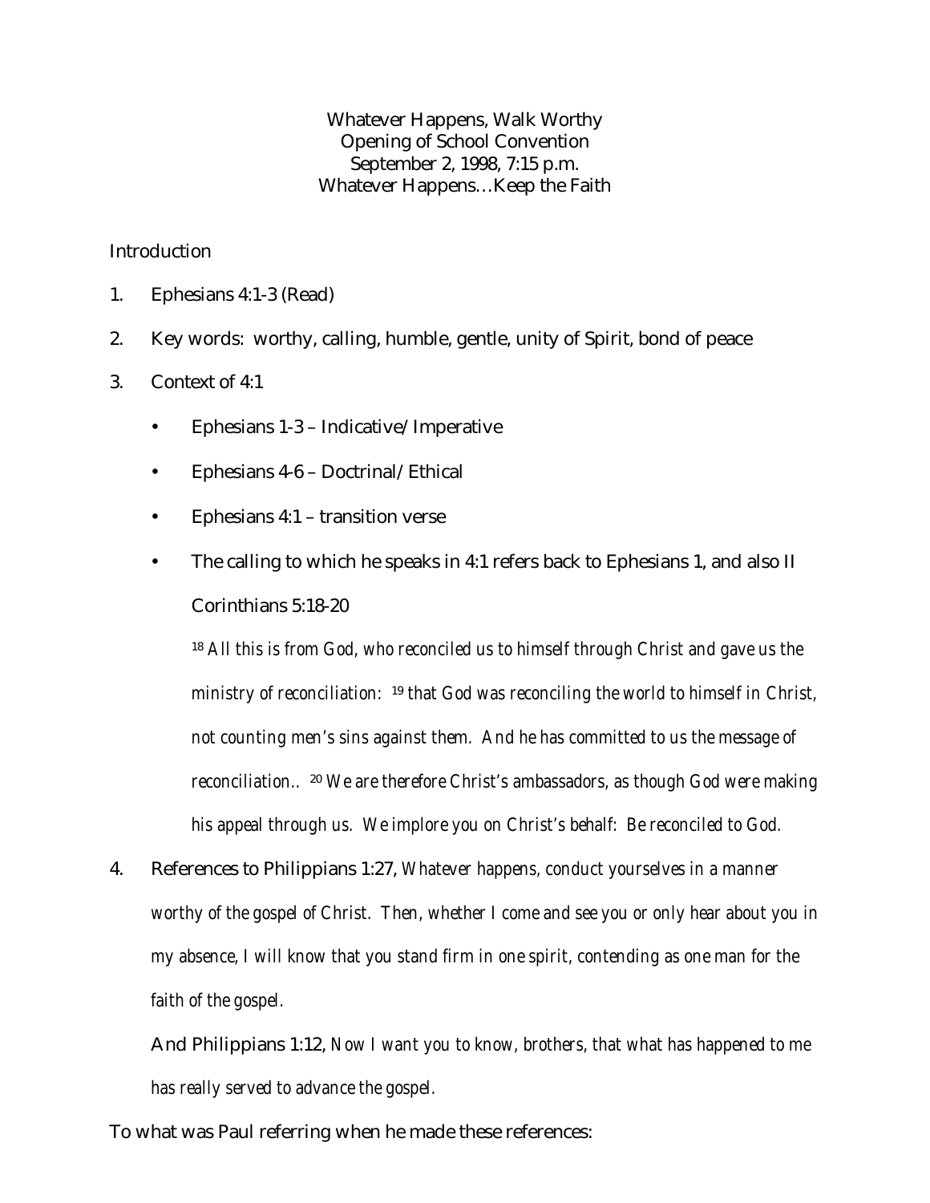Whatever Happens, Walk Worthy  
Opening of School Convention  
September 2, 1998, 7:15 p.m.  
Whatever Happens…Keep the Faith

Introduction

1. Ephesians 4:1-3 (Read)

2. Key words: worthy, calling, humble, gentle, unity of Spirit, bond of peace

3. Context of 4:1

   - Ephesians 1-3 – Indicative/Imperative
   - Ephesians 4-6 – Doctrinal/Ethical
   - Ephesians 4:1 – transition verse
   - The calling to which he speaks in 4:1 refers back to Ephesians 1, and also II Corinthians 5:18-20

     [18] *All this is from God, who reconciled us to himself through Christ and gave us the ministry of reconciliation:* [19] *that God was reconciling the world to himself in Christ, not counting men's sins against them. And he has committed to us the message of reconciliation..* [20] *We are therefore Christ's ambassadors, as though God were making his appeal through us. We implore you on Christ's behalf: Be reconciled to God.*

4. References to Philippians 1:27, *Whatever happens, conduct yourselves in a manner worthy of the gospel of Christ. Then, whether I come and see you or only hear about you in my absence, I will know that you stand firm in one spirit, contending as one man for the faith of the gospel.*

   And Philippians 1:12, *Now I want you to know, brothers, that what has happened to me has really served to advance the gospel.*

To what was Paul referring when he made these references: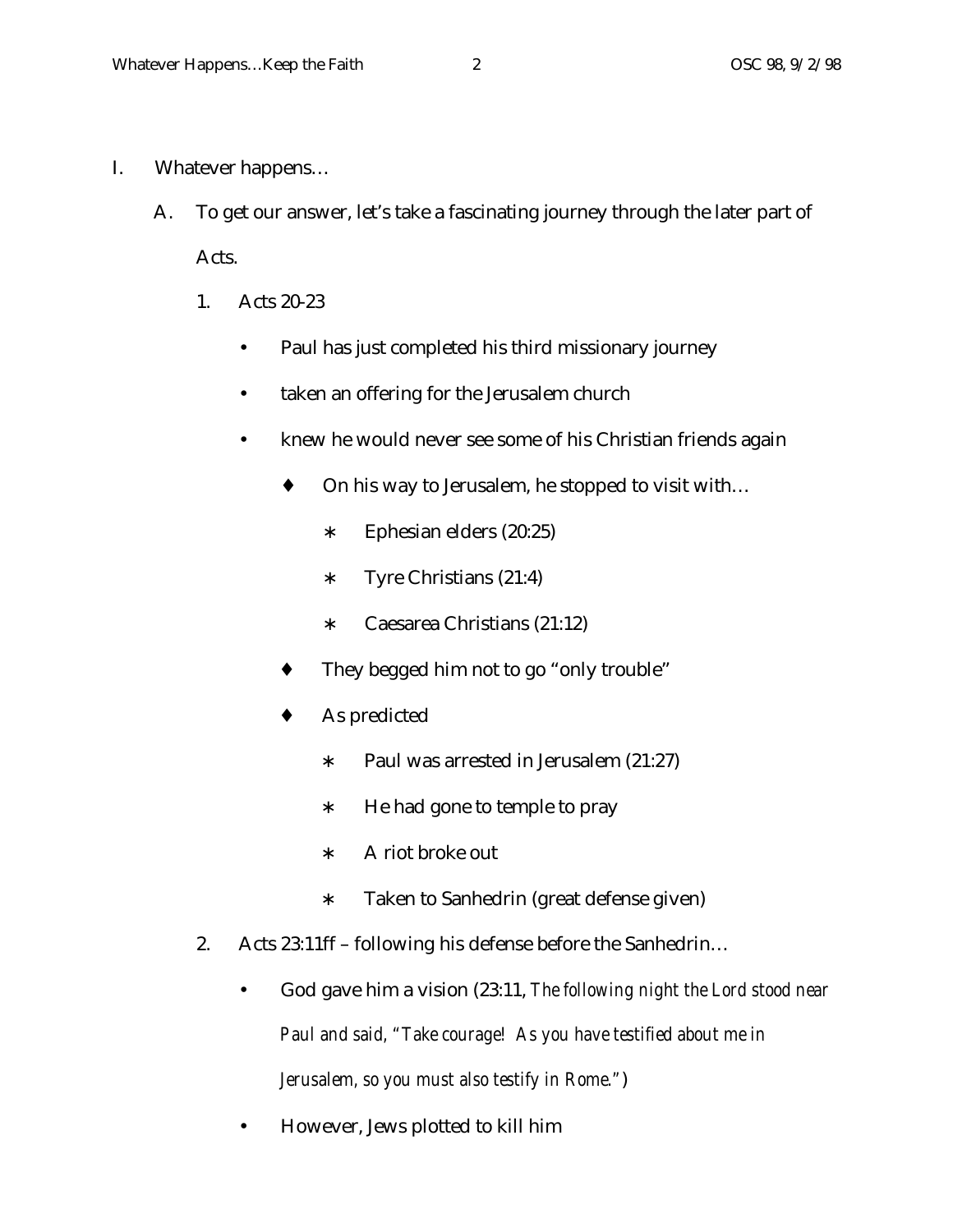I. Whatever happens…

   A. To get our answer, let's take a fascinating journey through the later part of Acts.

      1. Acts 20-23

         - Paul has just completed his third missionary journey
         - taken an offering for the Jerusalem church
         - knew he would never see some of his Christian friends again
            - On his way to Jerusalem, he stopped to visit with…
               - Ephesian elders (20:25)
               - Tyre Christians (21:4)
               - Caesarea Christians (21:12)
            - They begged him not to go "only trouble"
            - As predicted
               - Paul was arrested in Jerusalem (21:27)
               - He had gone to temple to pray
               - A riot broke out
               - Taken to Sanhedrin (great defense given)

      2. Acts 23:11ff – following his defense before the Sanhedrin…

         - God gave him a vision (23:11, *The following night the Lord stood near Paul and said, "Take courage! As you have testified about me in Jerusalem, so you must also testify in Rome."*)
         - However, Jews plotted to kill him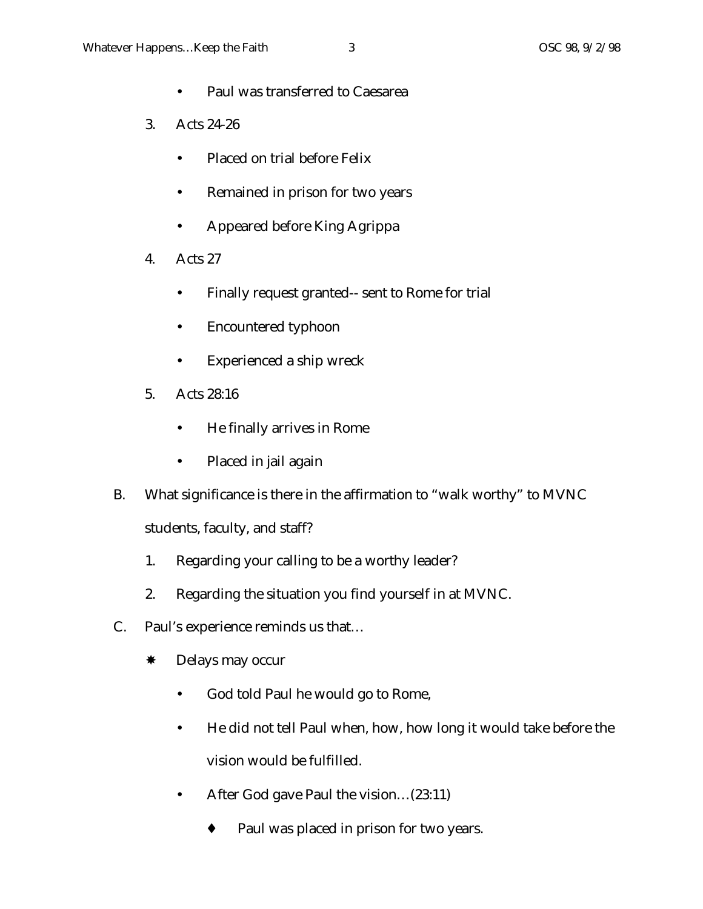- Paul was transferred to Caesarea

3. Acts 24-26
   - Placed on trial before Felix
   - Remained in prison for two years
   - Appeared before King Agrippa

4. Acts 27
   - Finally request granted-- sent to Rome for trial
   - Encountered typhoon
   - Experienced a ship wreck

5. Acts 28:16
   - He finally arrives in Rome
   - Placed in jail again

B. What significance is there in the affirmation to "walk worthy" to MVNC students, faculty, and staff?

1. Regarding your calling to be a worthy leader?
2. Regarding the situation you find yourself in at MVNC.

C. Paul's experience reminds us that…

- Delays may occur
  - God told Paul he would go to Rome,
  - He did not tell Paul when, how, how long it would take before the vision would be fulfilled.
  - After God gave Paul the vision…(23:11)
    - Paul was placed in prison for two years.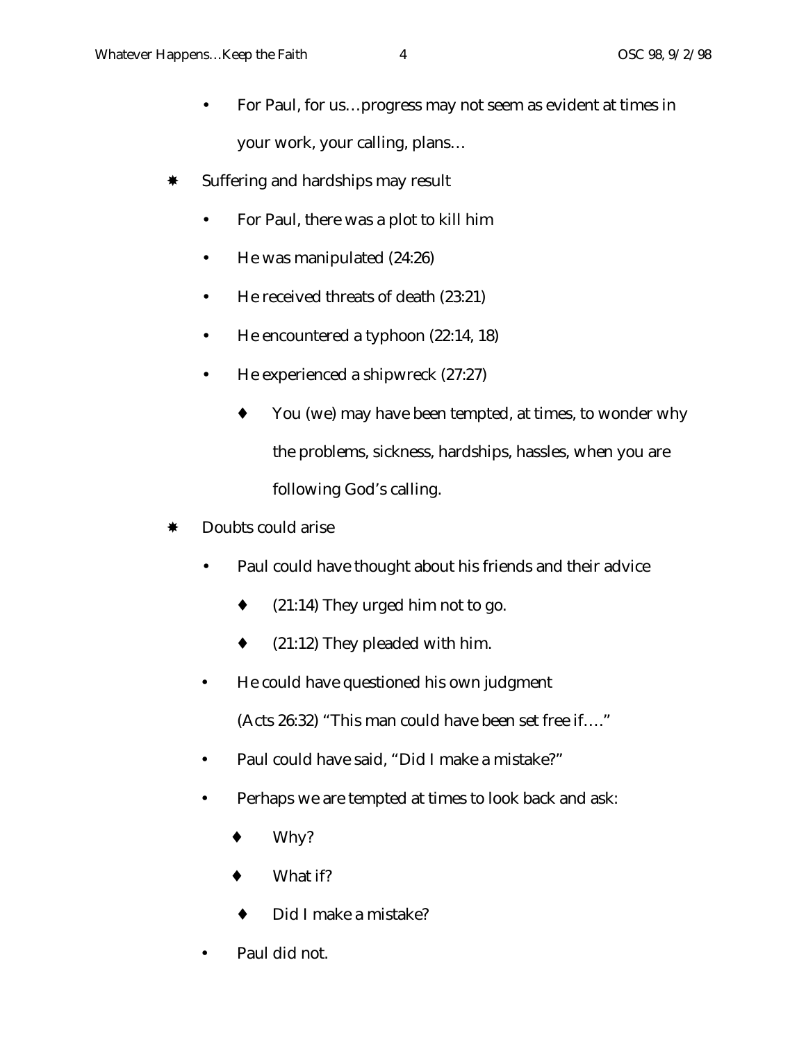- For Paul, for us…progress may not seem as evident at times in your work, your calling, plans…

- Suffering and hardships may result
  - For Paul, there was a plot to kill him
  - He was manipulated (24:26)
  - He received threats of death (23:21)
  - He encountered a typhoon (22:14, 18)
  - He experienced a shipwreck (27:27)
    - You (we) may have been tempted, at times, to wonder why the problems, sickness, hardships, hassles, when you are following God's calling.

- Doubts could arise
  - Paul could have thought about his friends and their advice
    - (21:14) They urged him not to go.
    - (21:12) They pleaded with him.
  - He could have questioned his own judgment

    (Acts 26:32) "This man could have been set free if…."
  - Paul could have said, "Did I make a mistake?"
  - Perhaps we are tempted at times to look back and ask:
    - Why?
    - What if?
    - Did I make a mistake?
  - Paul did not.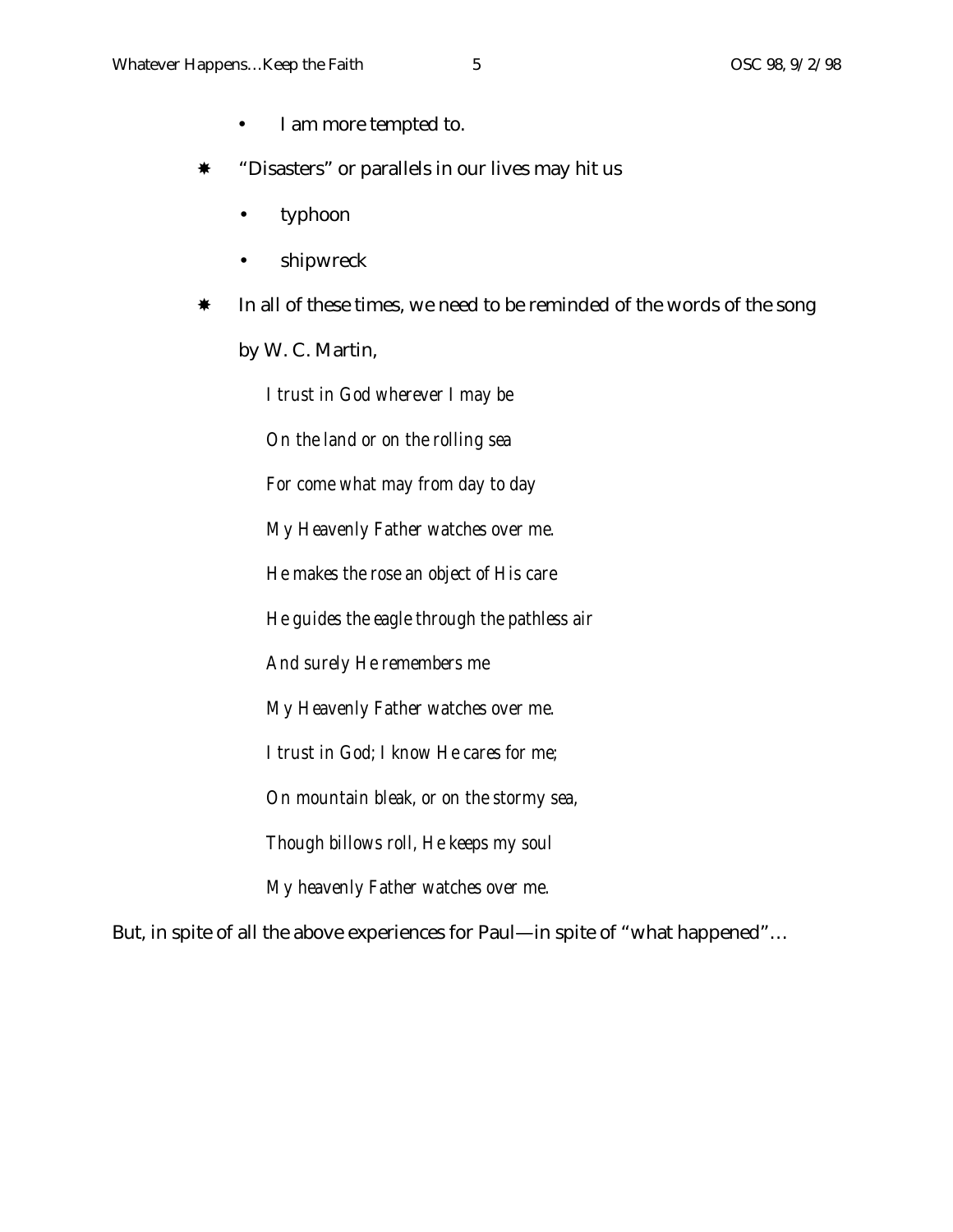- I am more tempted to.

✱ "Disasters" or parallels in our lives may hit us

- typhoon
- shipwreck

✱ In all of these times, we need to be reminded of the words of the song by W. C. Martin,

*I trust in God wherever I may be*

*On the land or on the rolling sea*

*For come what may from day to day*

*My Heavenly Father watches over me.*

*He makes the rose an object of His care*

*He guides the eagle through the pathless air*

*And surely He remembers me*

*My Heavenly Father watches over me.*

*I trust in God; I know He cares for me;*

*On mountain bleak, or on the stormy sea,*

*Though billows roll, He keeps my soul*

*My heavenly Father watches over me.*

But, in spite of all the above experiences for Paul—in spite of "what happened"…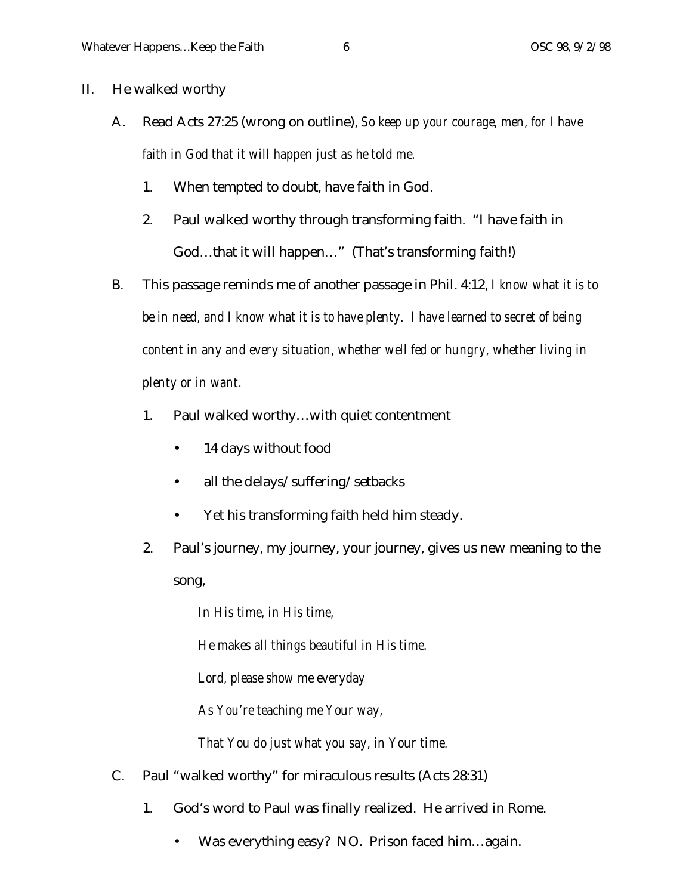II. He walked worthy

   A. Read Acts 27:25 (wrong on outline), *So keep up your courage, men, for I have faith in God that it will happen just as he told me.*

      1. When tempted to doubt, have faith in God.

      2. Paul walked worthy through transforming faith. "I have faith in God…that it will happen…" (That's transforming faith!)

   B. This passage reminds me of another passage in Phil. 4:12, *I know what it is to be in need, and I know what it is to have plenty. I have learned to secret of being content in any and every situation, whether well fed or hungry, whether living in plenty or in want.*

      1. Paul walked worthy…with quiet contentment

         - 14 days without food
         - all the delays/suffering/setbacks
         - Yet his transforming faith held him steady.

      2. Paul's journey, my journey, your journey, gives us new meaning to the song,

         *In His time, in His time,*

         *He makes all things beautiful in His time.*

         *Lord, please show me everyday*

         *As You're teaching me Your way,*

         *That You do just what you say, in Your time.*

   C. Paul "walked worthy" for miraculous results (Acts 28:31)

      1. God's word to Paul was finally realized. He arrived in Rome.

         - Was everything easy? NO. Prison faced him…again.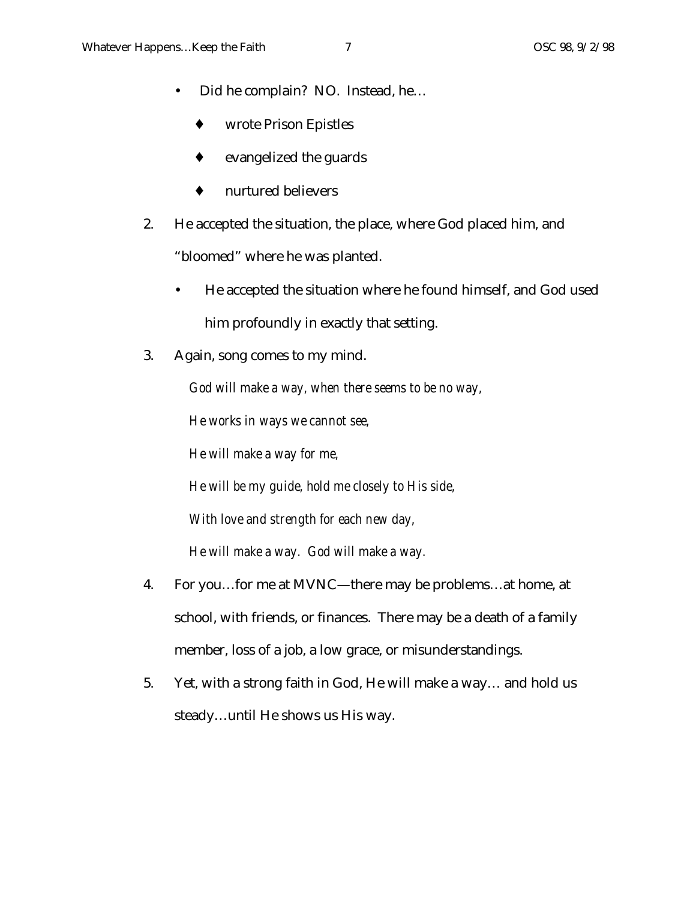- Did he complain? NO. Instead, he…
    - wrote Prison Epistles
    - evangelized the guards
    - nurtured believers

2. He accepted the situation, the place, where God placed him, and "bloomed" where he was planted.
    - He accepted the situation where he found himself, and God used him profoundly in exactly that setting.

3. Again, song comes to my mind.

   *God will make a way, when there seems to be no way,*

   *He works in ways we cannot see,*

   *He will make a way for me,*

   *He will be my guide, hold me closely to His side,*

   *With love and strength for each new day,*

   *He will make a way. God will make a way.*

4. For you…for me at MVNC—there may be problems…at home, at school, with friends, or finances. There may be a death of a family member, loss of a job, a low grace, or misunderstandings.

5. Yet, with a strong faith in God, He will make a way… and hold us steady…until He shows us His way.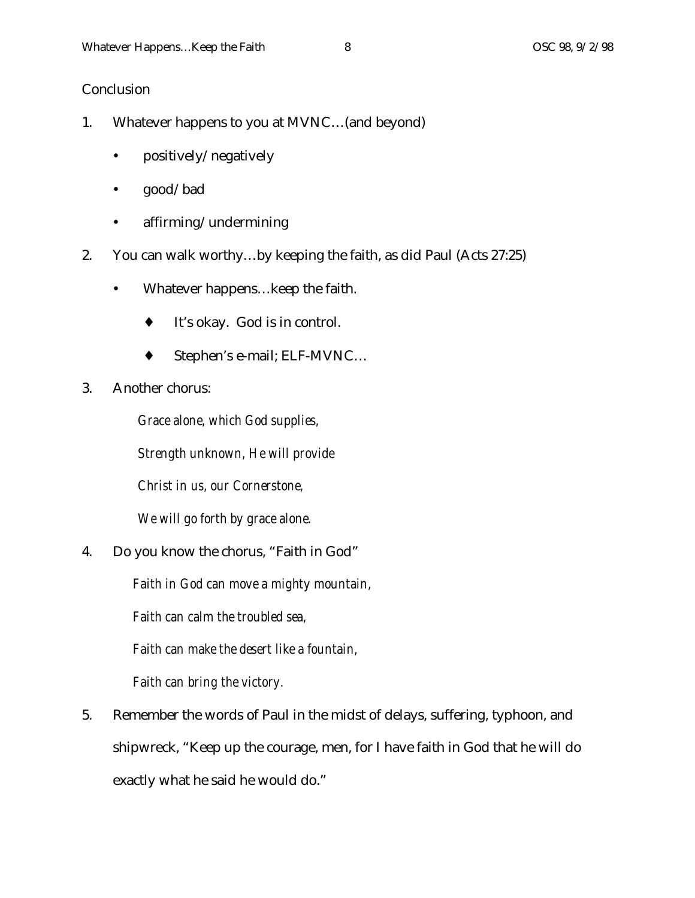Conclusion

1. Whatever happens to you at MVNC…(and beyond)
    - positively/negatively
    - good/bad
    - affirming/undermining
2. You can walk worthy…by keeping the faith, as did Paul (Acts 27:25)
    - Whatever happens…keep the faith.
        - It's okay. God is in control.
        - Stephen's e-mail; ELF-MVNC…
3. Another chorus:

    *Grace alone, which God supplies,*

    *Strength unknown, He will provide*

    *Christ in us, our Cornerstone,*

    *We will go forth by grace alone.*

4. Do you know the chorus, "Faith in God"

    *Faith in God can move a mighty mountain,*

    *Faith can calm the troubled sea,*

    *Faith can make the desert like a fountain,*

    *Faith can bring the victory.*

5. Remember the words of Paul in the midst of delays, suffering, typhoon, and shipwreck, "Keep up the courage, men, for I have faith in God that he will do exactly what he said he would do."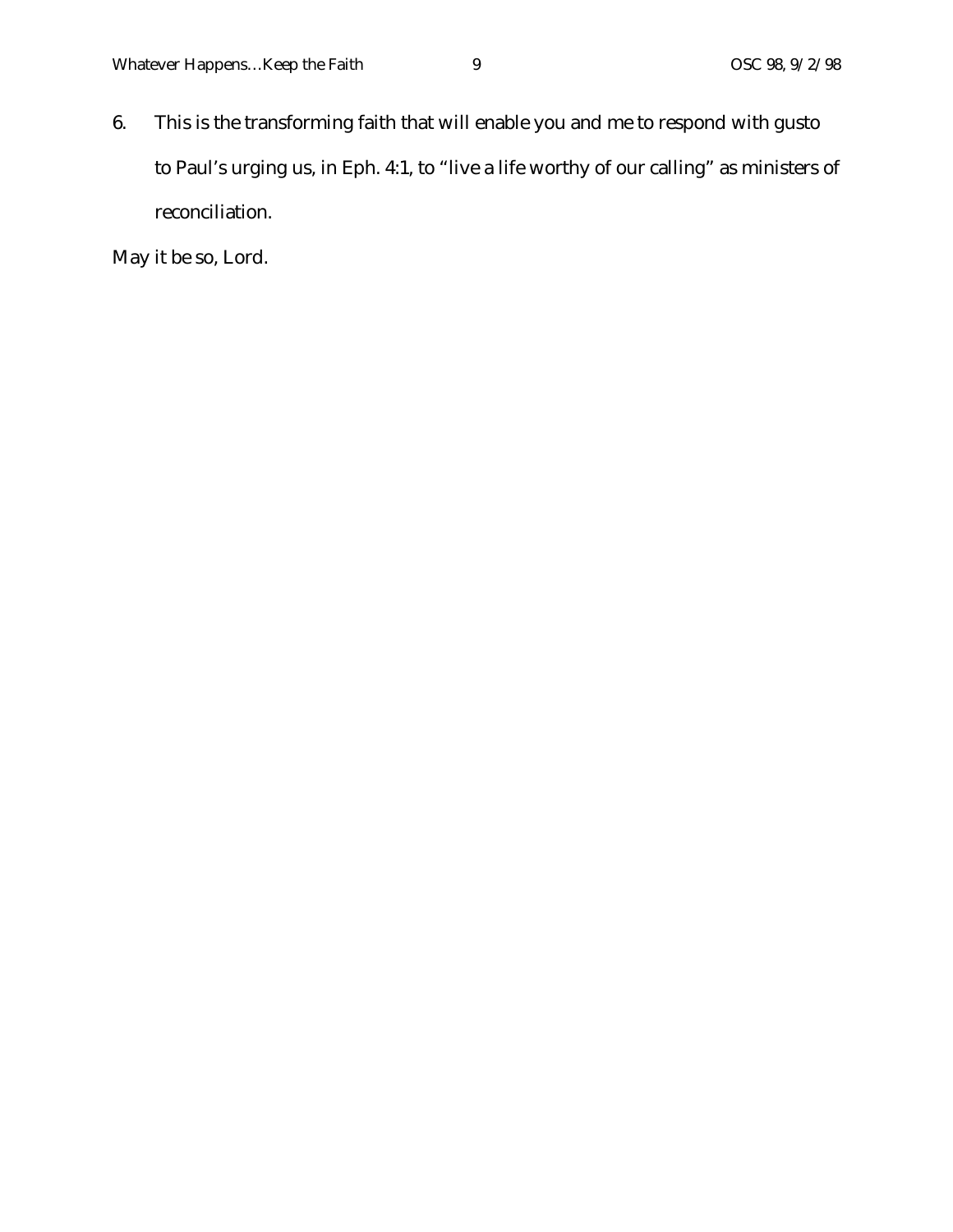6. This is the transforming faith that will enable you and me to respond with gusto to Paul's urging us, in Eph. 4:1, to "live a life worthy of our calling" as ministers of reconciliation.

May it be so, Lord.